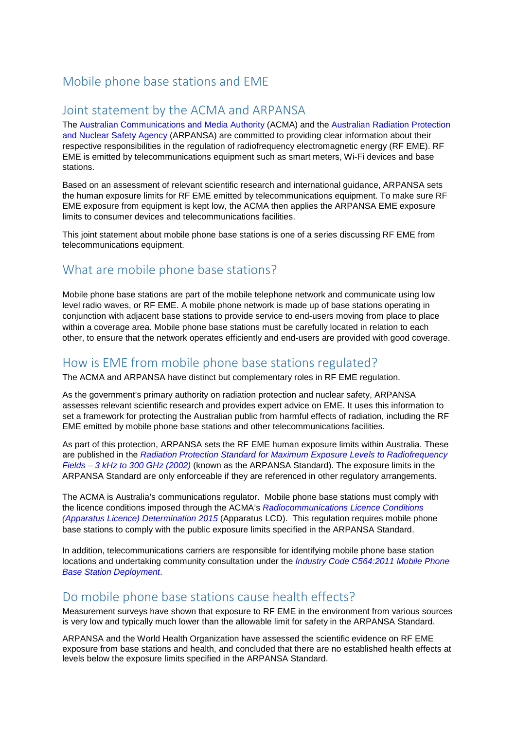# Mobile phone base stations and EME

## Joint statement by the ACMA and ARPANSA

The Australian Communications and Media Authority (ACMA) and the Australian Radiation Protection and Nuclear Safety Agency (ARPANSA) are committed to providing clear information about their respective responsibilities in the regulation of radiofrequency electromagnetic energy (RF EME). RF EME is emitted by telecommunications equipment such as smart meters, Wi-Fi devices and base stations.

Based on an assessment of relevant scientific research and international guidance, ARPANSA sets the human exposure limits for RF EME emitted by telecommunications equipment. To make sure RF EME exposure from equipment is kept low, the ACMA then applies the ARPANSA EME exposure limits to consumer devices and telecommunications facilities.

This joint statement about mobile phone base stations is one of a series discussing RF EME from telecommunications equipment.

## What are mobile phone base stations?

Mobile phone base stations are part of the mobile telephone network and communicate using low level radio waves, or RF EME. A mobile phone network is made up of base stations operating in conjunction with adjacent base stations to provide service to end-users moving from place to place within a coverage area. Mobile phone base stations must be carefully located in relation to each other, to ensure that the network operates efficiently and end-users are provided with good coverage.

## How is EME from mobile phone base stations regulated?

The ACMA and ARPANSA have distinct but complementary roles in RF EME regulation.

As the government's primary authority on radiation protection and nuclear safety, ARPANSA assesses relevant scientific research and provides expert advice on EME. It uses this information to set a framework for protecting the Australian public from harmful effects of radiation, including the RF EME emitted by mobile phone base stations and other telecommunications facilities.

As part of this protection, ARPANSA sets the RF EME human exposure limits within Australia. These are published in the *Radiation Protection Standard for Maximum Exposure Levels to Radiofrequency Fields – 3 kHz to 300 GHz (2002)* (known as the ARPANSA Standard). The exposure limits in the ARPANSA Standard are only enforceable if they are referenced in other regulatory arrangements.

The ACMA is Australia's communications regulator. Mobile phone base stations must comply with the licence conditions imposed through the ACMA's *Radiocommunications Licence Conditions (Apparatus Licence) Determination 2015* (Apparatus LCD). This regulation requires mobile phone base stations to comply with the public exposure limits specified in the ARPANSA Standard.

In addition, telecommunications carriers are responsible for identifying mobile phone base station locations and undertaking community consultation under the *Industry Code C564:2011 Mobile Phone Base Station Deployment*.

## Do mobile phone base stations cause health effects?

Measurement surveys have shown that exposure to RF EME in the environment from various sources is very low and typically much lower than the allowable limit for safety in the ARPANSA Standard.

ARPANSA and the World Health Organization have assessed the scientific evidence on RF EME exposure from base stations and health, and concluded that there are no established health effects at levels below the exposure limits specified in the ARPANSA Standard.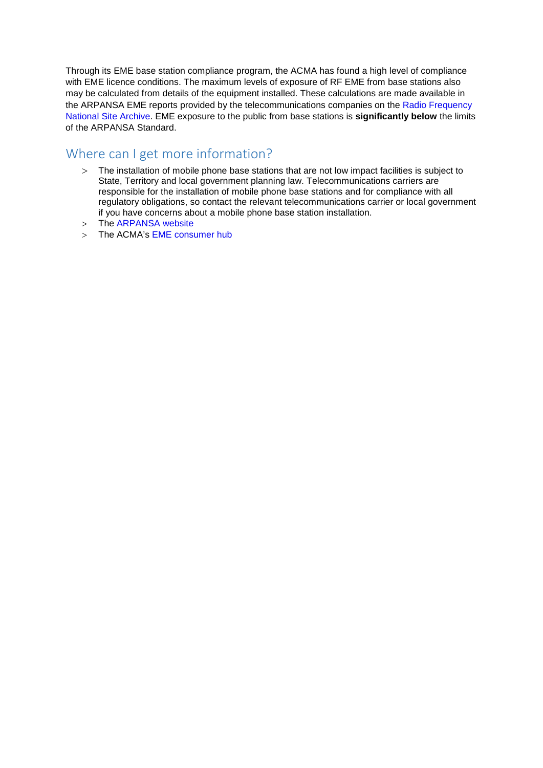Through its EME base station compliance program, the ACMA has found a high level of compliance with EME licence conditions. The maximum levels of exposure of RF EME from base stations also may be calculated from details of the equipment installed. These calculations are made available in the ARPANSA EME reports provided by the telecommunications companies on the Radio Frequency National Site Archive. EME exposure to the public from base stations is **significantly below** the limits of the ARPANSA Standard.

## Where can I get more information?

- The installation of mobile phone base stations that are not low impact facilities is subject to State, Territory and local government planning law. Telecommunications carriers are responsible for the installation of mobile phone base stations and for compliance with all regulatory obligations, so contact the relevant telecommunications carrier or local government if you have concerns about a mobile phone base station installation.
- The ARPANSA website
- The ACMA's EME consumer hub